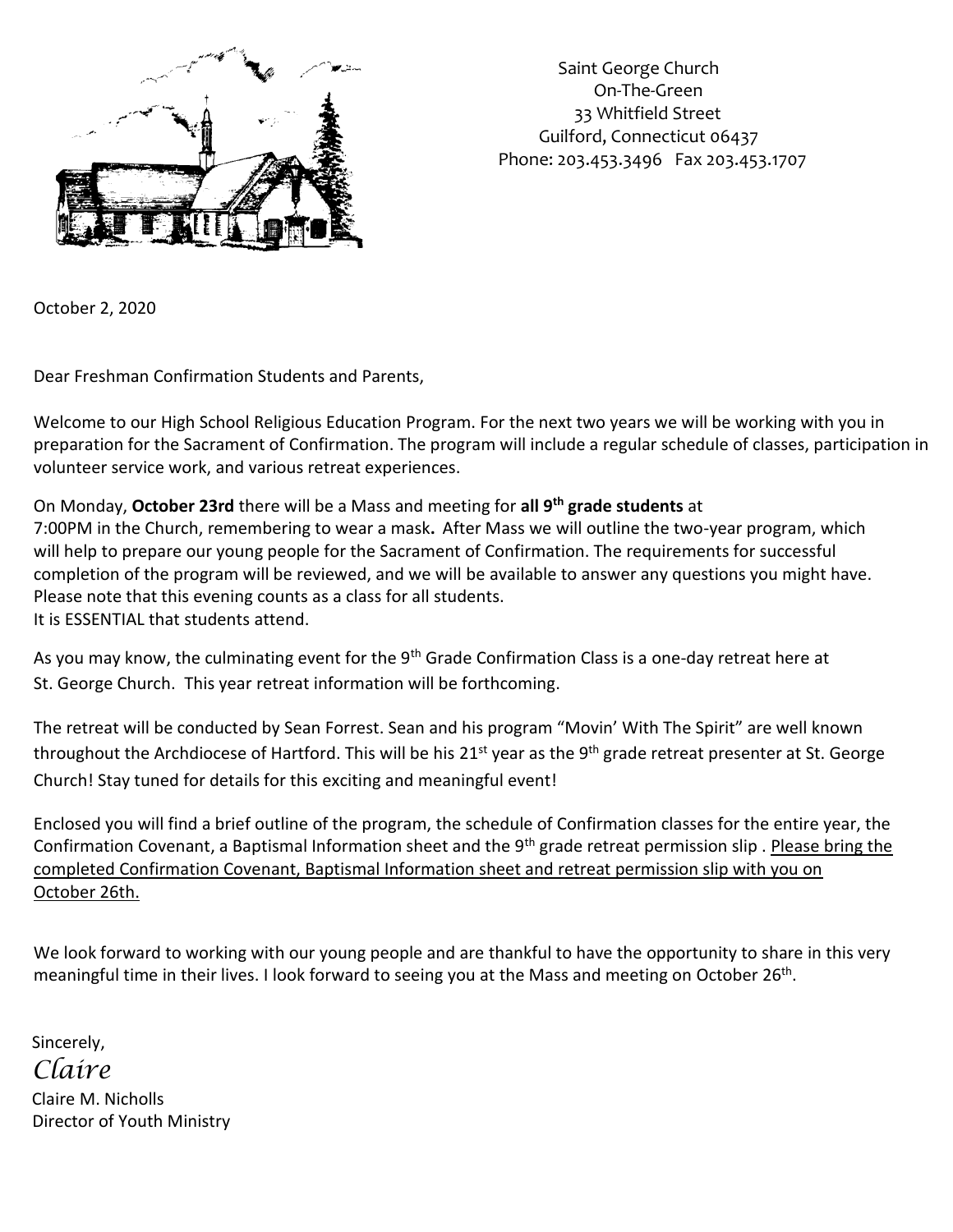Saint George Church
On-The-Green
33 Whitfield Street
Guilford, Connecticut 06437
Phone: 203.453.3496 Fax 203.453.1707

October 2, 2020

Dear Freshman Confirmation Students and Parents,

Welcome to our High School Religious Education Program. For the next two years we will be working with you in preparation for the Sacrament of Confirmation. The program will include a regular schedule of classes, participation in volunteer service work, and various retreat experiences.

On Monday, **October 23rd** there will be a Mass and meeting for **all 9th grade students** at 7:00PM in the Church, remembering to wear a mask**.** After Mass we will outline the two-year program, which will help to prepare our young people for the Sacrament of Confirmation. The requirements for successful completion of the program will be reviewed, and we will be available to answer any questions you might have. Please note that this evening counts as a class for all students.
It is ESSENTIAL that students attend.

As you may know, the culminating event for the 9th Grade Confirmation Class is a one-day retreat here at St. George Church. This year retreat information will be forthcoming.

The retreat will be conducted by Sean Forrest. Sean and his program "Movin' With The Spirit" are well known throughout the Archdiocese of Hartford. This will be his 21st year as the 9th grade retreat presenter at St. George Church! Stay tuned for details for this exciting and meaningful event!

Enclosed you will find a brief outline of the program, the schedule of Confirmation classes for the entire year, the Confirmation Covenant, a Baptismal Information sheet and the 9th grade retreat permission slip . <u>Please bring the completed Confirmation Covenant, Baptismal Information sheet and retreat permission slip with you on October 26th.</u>

We look forward to working with our young people and are thankful to have the opportunity to share in this very meaningful time in their lives. I look forward to seeing you at the Mass and meeting on October 26th.

Sincerely,
*Claire*
Claire M. Nicholls
Director of Youth Ministry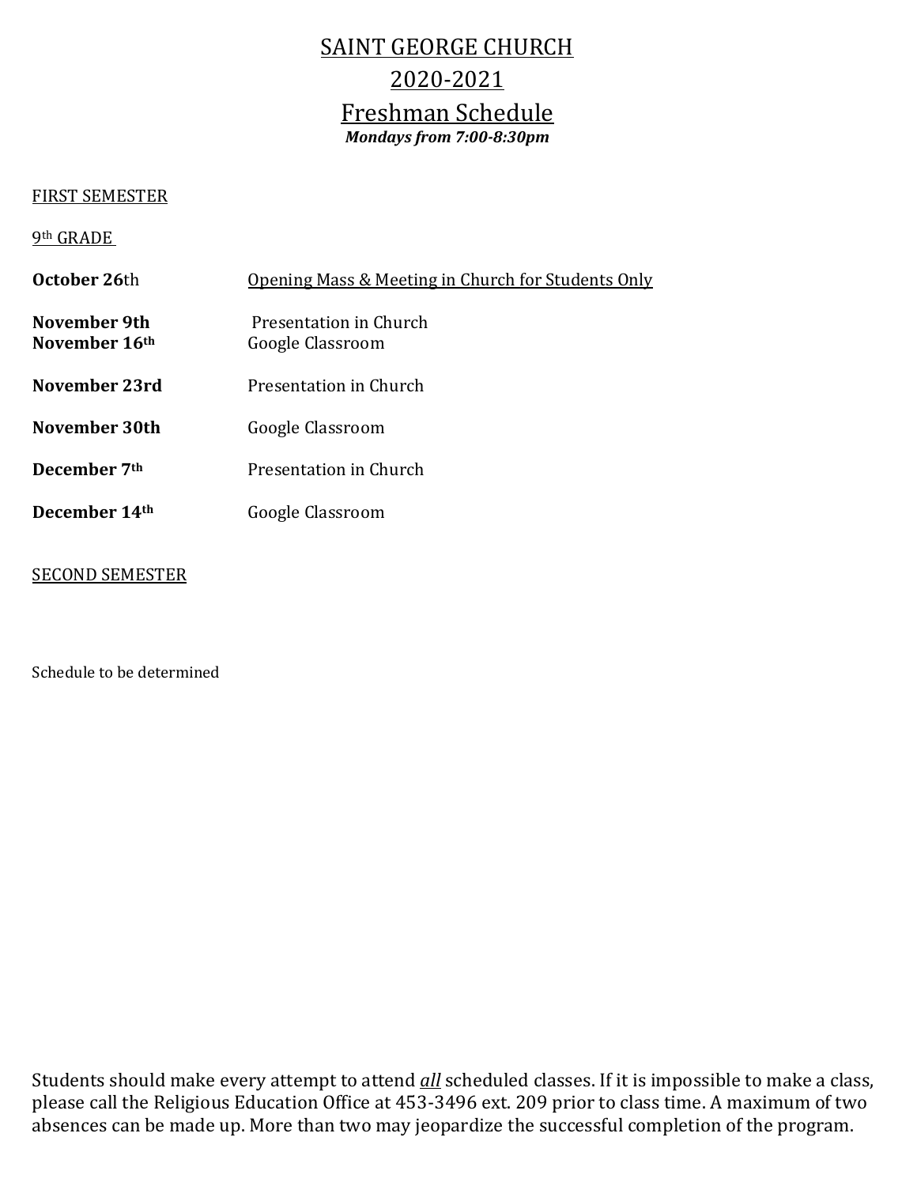# SAINT GEORGE CHURCH

# 2020-2021

# Freshman Schedule

***Mondays from 7:00-8:30pm***

FIRST SEMESTER

9th GRADE

| | |
|---|---|
| **October 26**th | Opening Mass & Meeting in Church for Students Only |
| **November 9th** | Presentation in Church |
| **November 16th** | Google Classroom |
| **November 23rd** | Presentation in Church |
| **November 30th** | Google Classroom |
| **December 7th** | Presentation in Church |
| **December 14th** | Google Classroom |

SECOND SEMESTER

Schedule to be determined

Students should make every attempt to attend ***all*** scheduled classes. If it is impossible to make a class, please call the Religious Education Office at 453-3496 ext. 209 prior to class time. A maximum of two absences can be made up. More than two may jeopardize the successful completion of the program.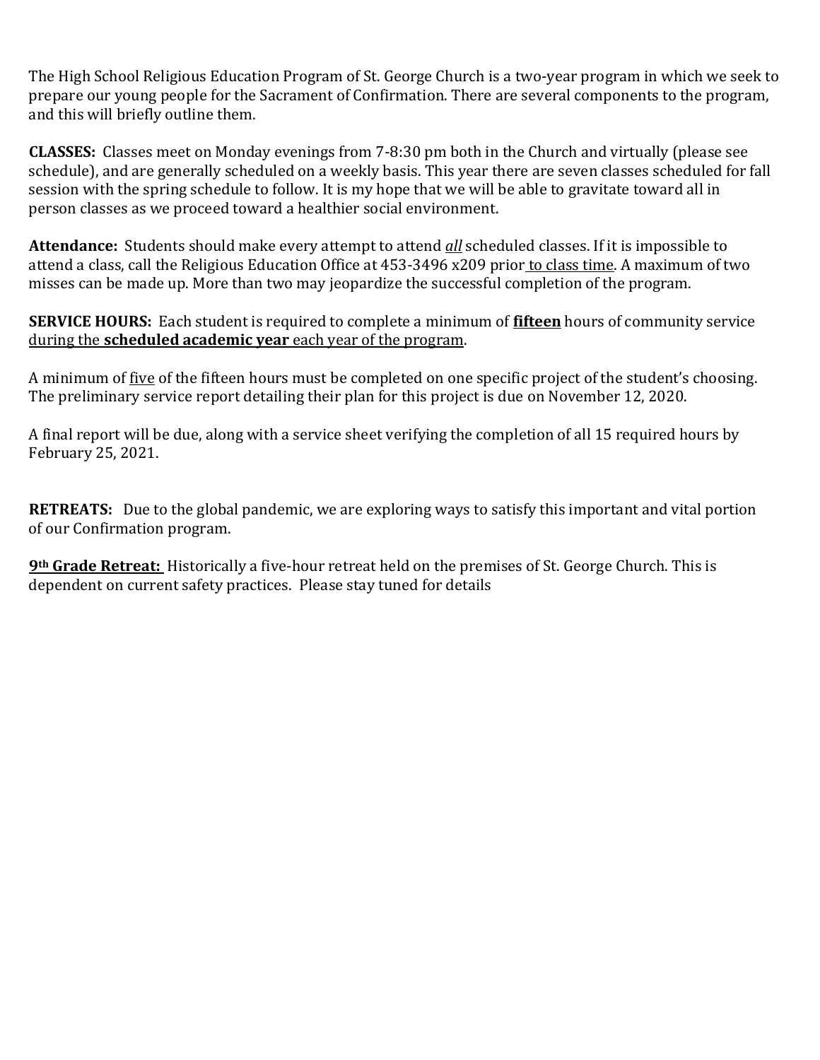The High School Religious Education Program of St. George Church is a two-year program in which we seek to prepare our young people for the Sacrament of Confirmation. There are several components to the program, and this will briefly outline them.

**CLASSES:** Classes meet on Monday evenings from 7-8:30 pm both in the Church and virtually (please see schedule), and are generally scheduled on a weekly basis. This year there are seven classes scheduled for fall session with the spring schedule to follow. It is my hope that we will be able to gravitate toward all in person classes as we proceed toward a healthier social environment.

**Attendance:** Students should make every attempt to attend *all* scheduled classes. If it is impossible to attend a class, call the Religious Education Office at 453-3496 x209 prior to class time. A maximum of two misses can be made up. More than two may jeopardize the successful completion of the program.

**SERVICE HOURS:** Each student is required to complete a minimum of **fifteen** hours of community service during the **scheduled academic year** each year of the program.

A minimum of five of the fifteen hours must be completed on one specific project of the student's choosing. The preliminary service report detailing their plan for this project is due on November 12, 2020.

A final report will be due, along with a service sheet verifying the completion of all 15 required hours by February 25, 2021.

**RETREATS:** Due to the global pandemic, we are exploring ways to satisfy this important and vital portion of our Confirmation program.

**9th Grade Retreat:** Historically a five-hour retreat held on the premises of St. George Church. This is dependent on current safety practices. Please stay tuned for details